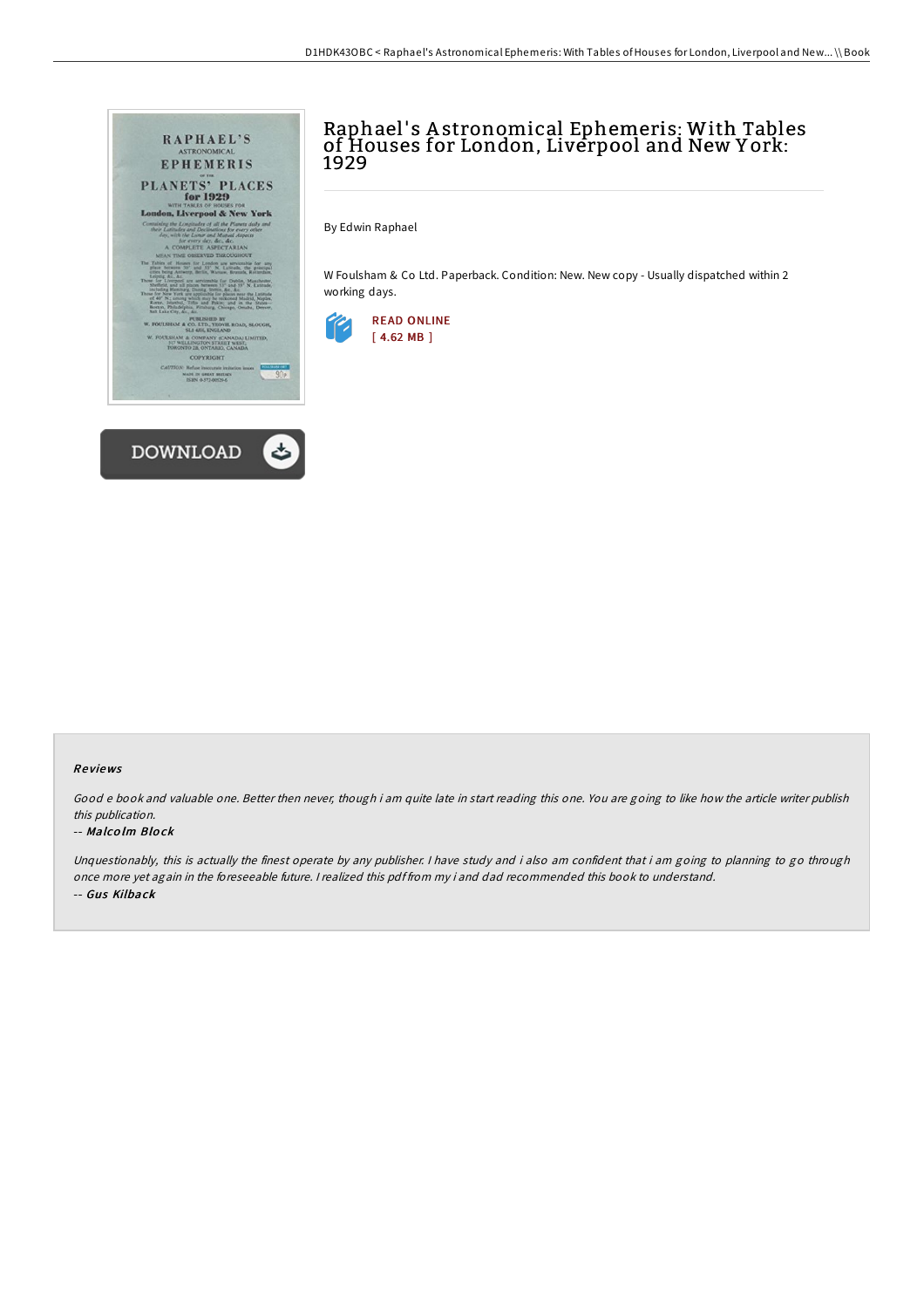# Raphael's Astronomical Ephemeris: With Tables of Houses for London, Liverpool and New York: 1929

By Edwin Raphael

W Foulsham & Co Ltd. Paperback. Condition: New. New copy - Usually dispatched within 2 working days.

READ ONLINE
[ 4.62 MB ]

DOWNLOAD

### Reviews

*Good e book and valuable one. Better then never, though i am quite late in start reading this one. You are going to like how the article writer publish this publication.*

-- ***Malcolm Block***

*Unquestionably, this is actually the finest operate by any publisher. I have study and i also am confident that i am going to planning to go through once more yet again in the foreseeable future. I realized this pdf from my i and dad recommended this book to understand.*

-- ***Gus Kilback***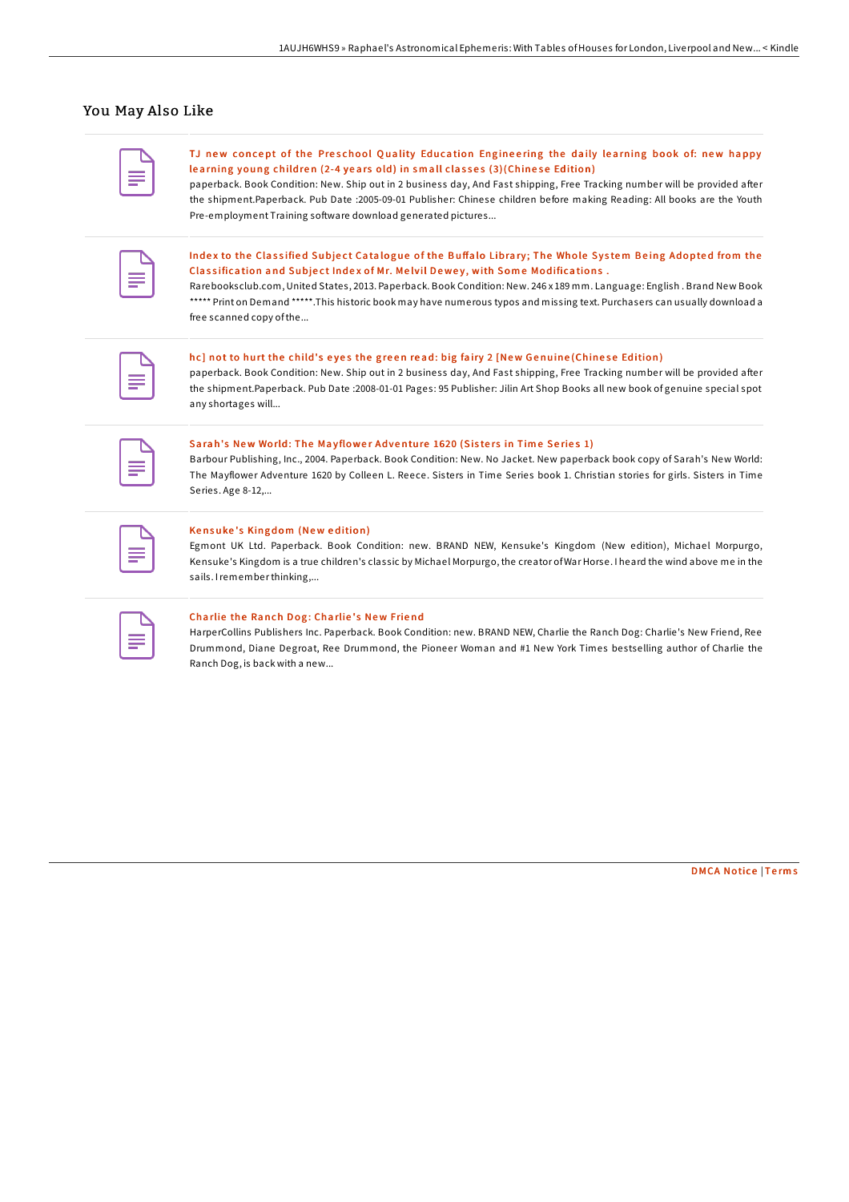## You May Also Like

**TJ new concept of the Preschool Quality Education Engineering the daily learning book of: new happy learning young children (2-4 years old) in small classes (3)(Chinese Edition)**

paperback. Book Condition: New. Ship out in 2 business day, And Fast shipping, Free Tracking number will be provided after the shipment.Paperback. Pub Date :2005-09-01 Publisher: Chinese children before making Reading: All books are the Youth Pre-employment Training software download generated pictures...

**Index to the Classified Subject Catalogue of the Buffalo Library; The Whole System Being Adopted from the Classification and Subject Index of Mr. Melvil Dewey, with Some Modifications .**

Rarebooksclub.com, United States, 2013. Paperback. Book Condition: New. 246 x 189 mm. Language: English . Brand New Book ***** Print on Demand *****.This historic book may have numerous typos and missing text. Purchasers can usually download a free scanned copy of the...

**hc] not to hurt the child's eyes the green read: big fairy 2 [New Genuine(Chinese Edition)**

paperback. Book Condition: New. Ship out in 2 business day, And Fast shipping, Free Tracking number will be provided after the shipment.Paperback. Pub Date :2008-01-01 Pages: 95 Publisher: Jilin Art Shop Books all new book of genuine special spot any shortages will...

**Sarah's New World: The Mayflower Adventure 1620 (Sisters in Time Series 1)**

Barbour Publishing, Inc., 2004. Paperback. Book Condition: New. No Jacket. New paperback book copy of Sarah's New World: The Mayflower Adventure 1620 by Colleen L. Reece. Sisters in Time Series book 1. Christian stories for girls. Sisters in Time Series. Age 8-12,...

**Kensuke's Kingdom (New edition)**

Egmont UK Ltd. Paperback. Book Condition: new. BRAND NEW, Kensuke's Kingdom (New edition), Michael Morpurgo, Kensuke's Kingdom is a true children's classic by Michael Morpurgo, the creator of War Horse. I heard the wind above me in the sails. I remember thinking,...

**Charlie the Ranch Dog: Charlie's New Friend**

HarperCollins Publishers Inc. Paperback. Book Condition: new. BRAND NEW, Charlie the Ranch Dog: Charlie's New Friend, Ree Drummond, Diane Degroat, Ree Drummond, the Pioneer Woman and #1 New York Times bestselling author of Charlie the Ranch Dog, is back with a new...